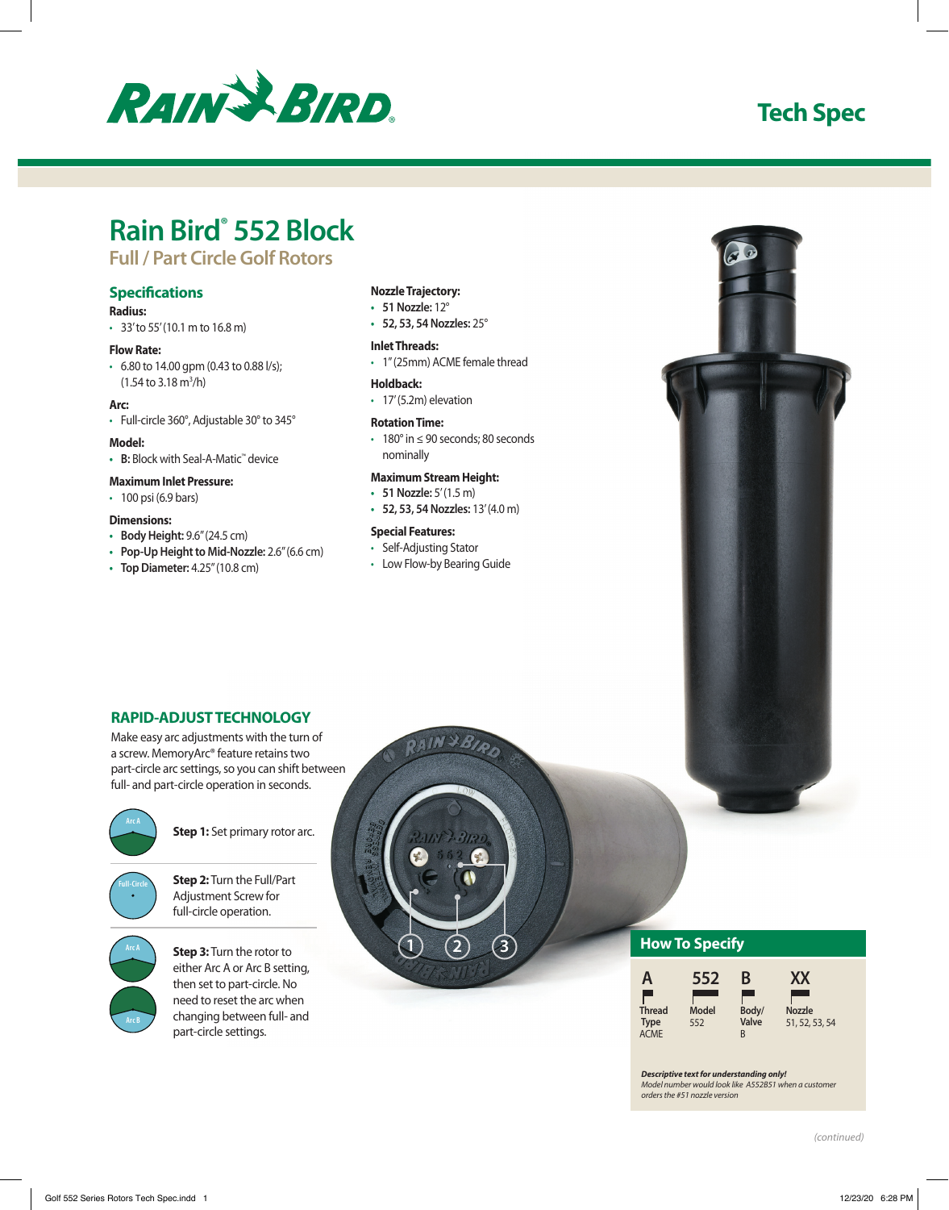Rain Bird

Tech Spec

# Rain Bird® 552 Block

## Full / Part Circle Golf Rotors

### Specifications

**Radius:**
- 33' to 55' (10.1 m to 16.8 m)

**Flow Rate:**
- 6.80 to 14.00 gpm (0.43 to 0.88 l/s); (1.54 to 3.18 $m^3$/h)

**Arc:**
- Full-circle 360°, Adjustable 30° to 345°

**Model:**
- **B:** Block with Seal-A-Matic™ device

**Maximum Inlet Pressure:**
- 100 psi (6.9 bars)

**Dimensions:**
- **Body Height:** 9.6" (24.5 cm)
- **Pop-Up Height to Mid-Nozzle:** 2.6" (6.6 cm)
- **Top Diameter:** 4.25" (10.8 cm)

**Nozzle Trajectory:**
- **51 Nozzle:** 12°
- **52, 53, 54 Nozzles:** 25°

**Inlet Threads:**
- 1" (25mm) ACME female thread

**Holdback:**
- 17' (5.2m) elevation

**Rotation Time:**
- 180° in ≤ 90 seconds; 80 seconds nominally

**Maximum Stream Height:**
- **51 Nozzle:** 5' (1.5 m)
- **52, 53, 54 Nozzles:** 13' (4.0 m)

**Special Features:**
- Self-Adjusting Stator
- Low Flow-by Bearing Guide

### RAPID-ADJUST TECHNOLOGY

Make easy arc adjustments with the turn of a screw. MemoryArc® feature retains two part-circle arc settings, so you can shift between full- and part-circle operation in seconds.

**Step 1:** Set primary rotor arc.

**Step 2:** Turn the Full/Part Adjustment Screw for full-circle operation.

**Step 3:** Turn the rotor to either Arc A or Arc B setting, then set to part-circle. No need to reset the arc when changing between full- and part-circle settings.

### How To Specify

| A | 552 | B | XX |
|---|---|---|---|
| Thread Type ACME | Model 552 | Body/ Valve B | Nozzle 51, 52, 53, 54 |

***Descriptive text for understanding only!***
*Model number would look like A552B51 when a customer orders the #51 nozzle version*

*(continued)*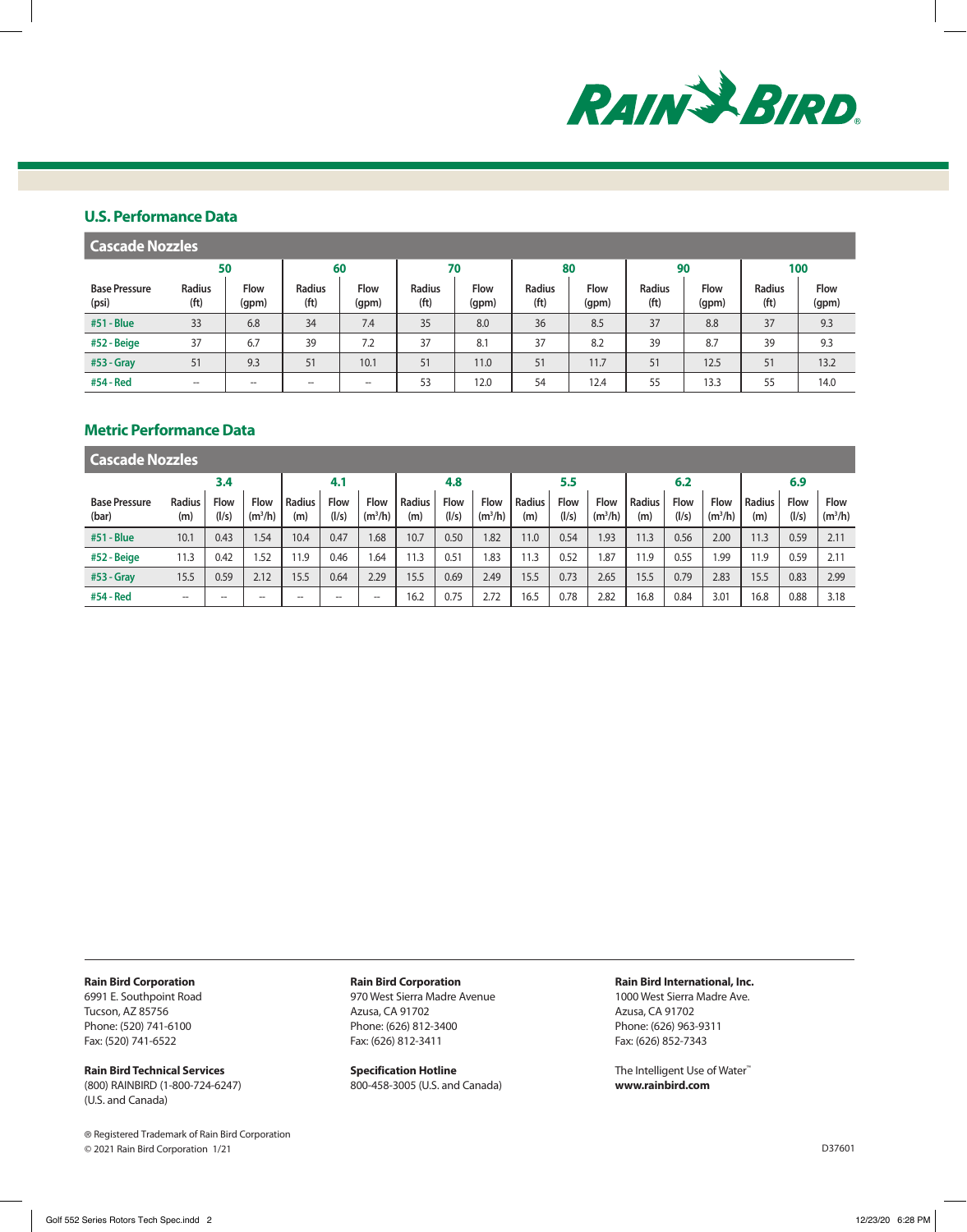## U.S. Performance Data

| Cascade Nozzles | | | | | | | | | | | | |
|---|---|---|---|---|---|---|---|---|---|---|---|---|
| | 50 | | 60 | | 70 | | 80 | | 90 | | 100 | |
| Base Pressure (psi) | Radius (ft) | Flow (gpm) | Radius (ft) | Flow (gpm) | Radius (ft) | Flow (gpm) | Radius (ft) | Flow (gpm) | Radius (ft) | Flow (gpm) | Radius (ft) | Flow (gpm) |
| #51 - Blue | 33 | 6.8 | 34 | 7.4 | 35 | 8.0 | 36 | 8.5 | 37 | 8.8 | 37 | 9.3 |
| #52 - Beige | 37 | 6.7 | 39 | 7.2 | 37 | 8.1 | 37 | 8.2 | 39 | 8.7 | 39 | 9.3 |
| #53 - Gray | 51 | 9.3 | 51 | 10.1 | 51 | 11.0 | 51 | 11.7 | 51 | 12.5 | 51 | 13.2 |
| #54 - Red | -- | -- | -- | -- | 53 | 12.0 | 54 | 12.4 | 55 | 13.3 | 55 | 14.0 |

## Metric Performance Data

| Cascade Nozzles | | | | | | | | | | | | | | | | | | |
|---|---|---|---|---|---|---|---|---|---|---|---|---|---|---|---|---|---|---|
| | 3.4 | | | 4.1 | | | 4.8 | | | 5.5 | | | 6.2 | | | 6.9 | | |
| Base Pressure (bar) | Radius (m) | Flow (l/s) | Flow ($m^3$/h) | Radius (m) | Flow (l/s) | Flow ($m^3$/h) | Radius (m) | Flow (l/s) | Flow ($m^3$/h) | Radius (m) | Flow (l/s) | Flow ($m^3$/h) | Radius (m) | Flow (l/s) | Flow ($m^3$/h) | Radius (m) | Flow (l/s) | Flow ($m^3$/h) |
| #51 - Blue | 10.1 | 0.43 | 1.54 | 10.4 | 0.47 | 1.68 | 10.7 | 0.50 | 1.82 | 11.0 | 0.54 | 1.93 | 11.3 | 0.56 | 2.00 | 11.3 | 0.59 | 2.11 |
| #52 - Beige | 11.3 | 0.42 | 1.52 | 11.9 | 0.46 | 1.64 | 11.3 | 0.51 | 1.83 | 11.3 | 0.52 | 1.87 | 11.9 | 0.55 | 1.99 | 11.9 | 0.59 | 2.11 |
| #53 - Gray | 15.5 | 0.59 | 2.12 | 15.5 | 0.64 | 2.29 | 15.5 | 0.69 | 2.49 | 15.5 | 0.73 | 2.65 | 15.5 | 0.79 | 2.83 | 15.5 | 0.83 | 2.99 |
| #54 - Red | -- | -- | -- | -- | -- | -- | 16.2 | 0.75 | 2.72 | 16.5 | 0.78 | 2.82 | 16.8 | 0.84 | 3.01 | 16.8 | 0.88 | 3.18 |

**Rain Bird Corporation**
6991 E. Southpoint Road
Tucson, AZ 85756
Phone: (520) 741-6100
Fax: (520) 741-6522

**Rain Bird Technical Services**
(800) RAINBIRD (1-800-724-6247)
(U.S. and Canada)

**Rain Bird Corporation**
970 West Sierra Madre Avenue
Azusa, CA 91702
Phone: (626) 812-3400
Fax: (626) 812-3411

**Specification Hotline**
800-458-3005 (U.S. and Canada)

**Rain Bird International, Inc.**
1000 West Sierra Madre Ave.
Azusa, CA 91702
Phone: (626) 963-9311
Fax: (626) 852-7343

The Intelligent Use of Water™
**www.rainbird.com**

® Registered Trademark of Rain Bird Corporation
© 2021 Rain Bird Corporation 1/21

D37601